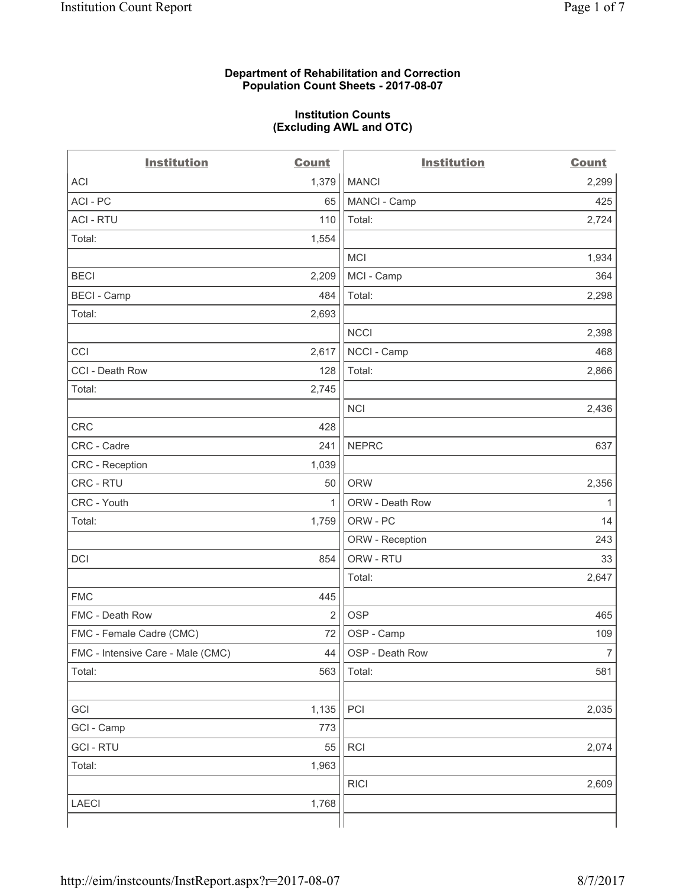**Department of Rehabilitation and Correction**
**Population Count Sheets - 2017-08-07**

**Institution Counts**
**(Excluding AWL and OTC)**

| Institution | Count | Institution | Count |
|---|---|---|---|
| ACI | 1,379 | MANCI | 2,299 |
| ACI - PC | 65 | MANCI - Camp | 425 |
| ACI - RTU | 110 | Total: | 2,724 |
| Total: | 1,554 | | |
| | | MCI | 1,934 |
| BECI | 2,209 | MCI - Camp | 364 |
| BECI - Camp | 484 | Total: | 2,298 |
| Total: | 2,693 | | |
| | | NCCI | 2,398 |
| CCI | 2,617 | NCCI - Camp | 468 |
| CCI - Death Row | 128 | Total: | 2,866 |
| Total: | 2,745 | | |
| | | NCI | 2,436 |
| CRC | 428 | | |
| CRC - Cadre | 241 | NEPRC | 637 |
| CRC - Reception | 1,039 | | |
| CRC - RTU | 50 | ORW | 2,356 |
| CRC - Youth | 1 | ORW - Death Row | 1 |
| Total: | 1,759 | ORW - PC | 14 |
| | | ORW - Reception | 243 |
| DCI | 854 | ORW - RTU | 33 |
| | | Total: | 2,647 |
| FMC | 445 | | |
| FMC - Death Row | 2 | OSP | 465 |
| FMC - Female Cadre (CMC) | 72 | OSP - Camp | 109 |
| FMC - Intensive Care - Male (CMC) | 44 | OSP - Death Row | 7 |
| Total: | 563 | Total: | 581 |
| | | | |
| GCI | 1,135 | PCI | 2,035 |
| GCI - Camp | 773 | | |
| GCI - RTU | 55 | RCI | 2,074 |
| Total: | 1,963 | | |
| | | RICI | 2,609 |
| LAECI | 1,768 | | |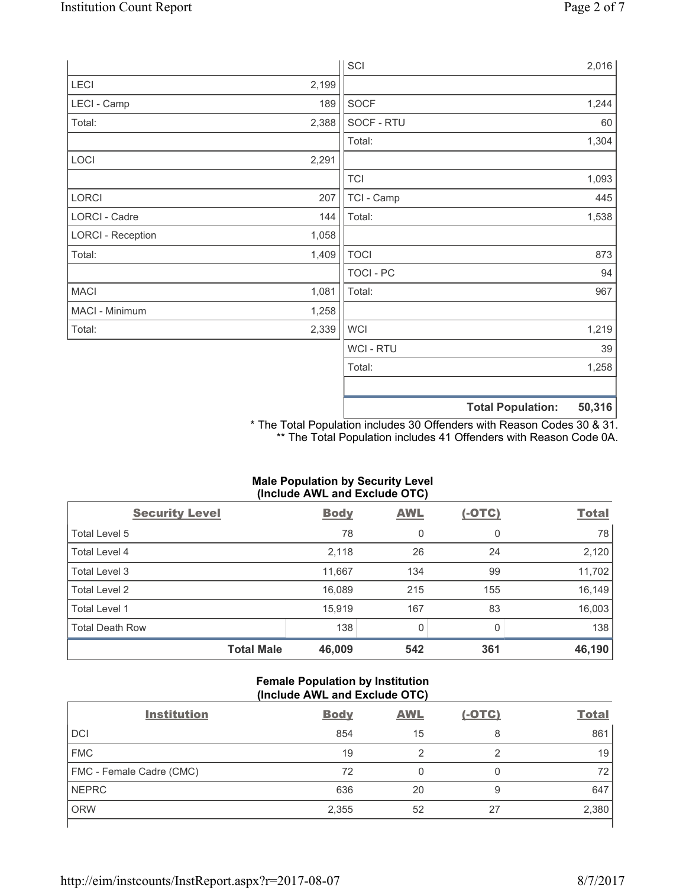| | | | |
|---|---|---|---|
| | | SCI | 2,016 |
| LECI | 2,199 | | |
| LECI - Camp | 189 | SOCF | 1,244 |
| Total: | 2,388 | SOCF - RTU | 60 |
| | | Total: | 1,304 |
| LOCI | 2,291 | | |
| | | TCI | 1,093 |
| LORCI | 207 | TCI - Camp | 445 |
| LORCI - Cadre | 144 | Total: | 1,538 |
| LORCI - Reception | 1,058 | | |
| Total: | 1,409 | TOCI | 873 |
| | | TOCI - PC | 94 |
| MACI | 1,081 | Total: | 967 |
| MACI - Minimum | 1,258 | | |
| Total: | 2,339 | WCI | 1,219 |
| | | WCI - RTU | 39 |
| | | Total: | 1,258 |
| | | | |
| | | **Total Population:** | **50,316** |

\* The Total Population includes 30 Offenders with Reason Codes 30 & 31.
\** The Total Population includes 41 Offenders with Reason Code 0A.

### Male Population by Security Level (Include AWL and Exclude OTC)

| Security Level | Body | AWL | (-OTC) | Total |
|---|---|---|---|---|
| Total Level 5 | 78 | 0 | 0 | 78 |
| Total Level 4 | 2,118 | 26 | 24 | 2,120 |
| Total Level 3 | 11,667 | 134 | 99 | 11,702 |
| Total Level 2 | 16,089 | 215 | 155 | 16,149 |
| Total Level 1 | 15,919 | 167 | 83 | 16,003 |
| Total Death Row | 138 | 0 | 0 | 138 |
| **Total Male** | **46,009** | **542** | **361** | **46,190** |

### Female Population by Institution (Include AWL and Exclude OTC)

| Institution | Body | AWL | (-OTC) | Total |
|---|---|---|---|---|
| DCI | 854 | 15 | 8 | 861 |
| FMC | 19 | 2 | 2 | 19 |
| FMC - Female Cadre (CMC) | 72 | 0 | 0 | 72 |
| NEPRC | 636 | 20 | 9 | 647 |
| ORW | 2,355 | 52 | 27 | 2,380 |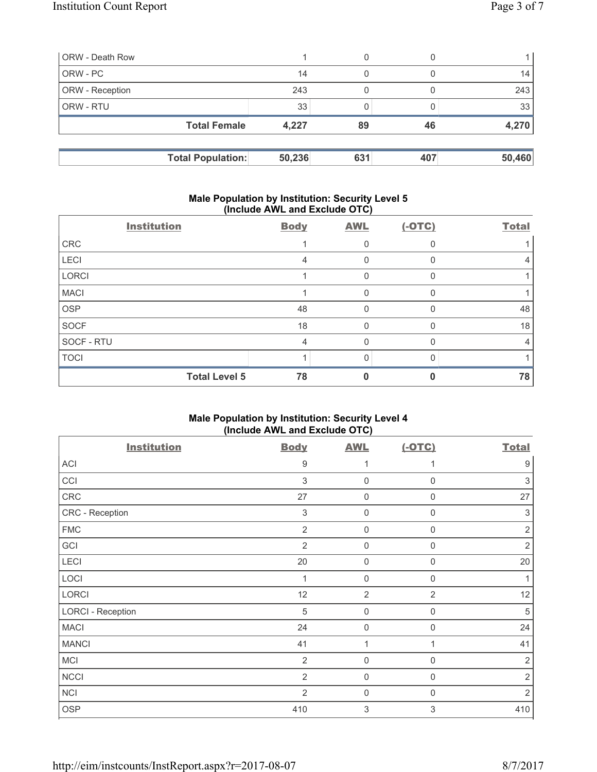| | | | | |
|---|---|---|---|---|
| ORW - Death Row | 1 | 0 | 0 | 1 |
| ORW - PC | 14 | 0 | 0 | 14 |
| ORW - Reception | 243 | 0 | 0 | 243 |
| ORW - RTU | 33 | 0 | 0 | 33 |
| **Total Female** | **4,227** | **89** | **46** | **4,270** |

| | | | | |
|---|---|---|---|---|
| **Total Population:** | **50,236** | **631** | **407** | **50,460** |

**Male Population by Institution: Security Level 5 (Include AWL and Exclude OTC)**

| Institution | Body | AWL | (-OTC) | Total |
|---|---|---|---|---|
| CRC | 1 | 0 | 0 | 1 |
| LECI | 4 | 0 | 0 | 4 |
| LORCI | 1 | 0 | 0 | 1 |
| MACI | 1 | 0 | 0 | 1 |
| OSP | 48 | 0 | 0 | 48 |
| SOCF | 18 | 0 | 0 | 18 |
| SOCF - RTU | 4 | 0 | 0 | 4 |
| TOCI | 1 | 0 | 0 | 1 |
| **Total Level 5** | **78** | **0** | **0** | **78** |

**Male Population by Institution: Security Level 4 (Include AWL and Exclude OTC)**

| Institution | Body | AWL | (-OTC) | Total |
|---|---|---|---|---|
| ACI | 9 | 1 | 1 | 9 |
| CCI | 3 | 0 | 0 | 3 |
| CRC | 27 | 0 | 0 | 27 |
| CRC - Reception | 3 | 0 | 0 | 3 |
| FMC | 2 | 0 | 0 | 2 |
| GCI | 2 | 0 | 0 | 2 |
| LECI | 20 | 0 | 0 | 20 |
| LOCI | 1 | 0 | 0 | 1 |
| LORCI | 12 | 2 | 2 | 12 |
| LORCI - Reception | 5 | 0 | 0 | 5 |
| MACI | 24 | 0 | 0 | 24 |
| MANCI | 41 | 1 | 1 | 41 |
| MCI | 2 | 0 | 0 | 2 |
| NCCI | 2 | 0 | 0 | 2 |
| NCI | 2 | 0 | 0 | 2 |
| OSP | 410 | 3 | 3 | 410 |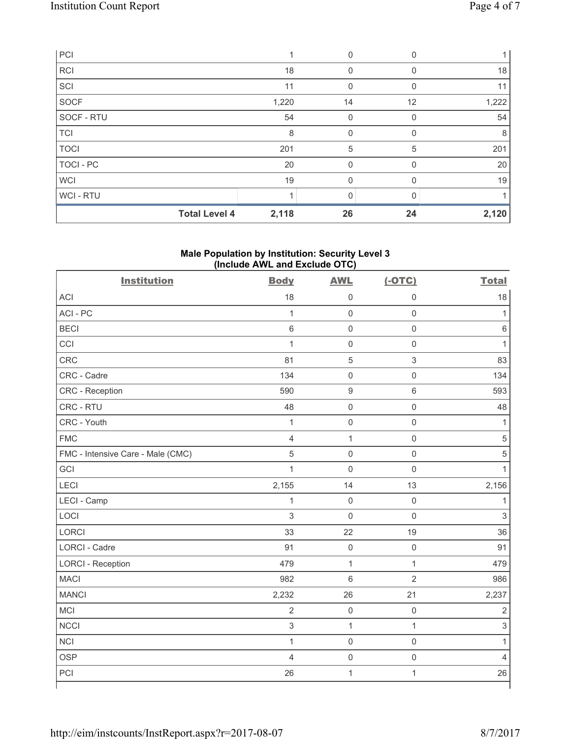| PCI | 1 | 0 | 0 | 1 |
|---|---|---|---|---|
| RCI | 18 | 0 | 0 | 18 |
| SCI | 11 | 0 | 0 | 11 |
| SOCF | 1,220 | 14 | 12 | 1,222 |
| SOCF - RTU | 54 | 0 | 0 | 54 |
| TCI | 8 | 0 | 0 | 8 |
| TOCI | 201 | 5 | 5 | 201 |
| TOCI - PC | 20 | 0 | 0 | 20 |
| WCI | 19 | 0 | 0 | 19 |
| WCI - RTU | 1 | 0 | 0 | 1 |
| **Total Level 4** | **2,118** | **26** | **24** | **2,120** |

### Male Population by Institution: Security Level 3 (Include AWL and Exclude OTC)

| Institution | Body | AWL | (-OTC) | Total |
|---|---|---|---|---|
| ACI | 18 | 0 | 0 | 18 |
| ACI - PC | 1 | 0 | 0 | 1 |
| BECI | 6 | 0 | 0 | 6 |
| CCI | 1 | 0 | 0 | 1 |
| CRC | 81 | 5 | 3 | 83 |
| CRC - Cadre | 134 | 0 | 0 | 134 |
| CRC - Reception | 590 | 9 | 6 | 593 |
| CRC - RTU | 48 | 0 | 0 | 48 |
| CRC - Youth | 1 | 0 | 0 | 1 |
| FMC | 4 | 1 | 0 | 5 |
| FMC - Intensive Care - Male (CMC) | 5 | 0 | 0 | 5 |
| GCI | 1 | 0 | 0 | 1 |
| LECI | 2,155 | 14 | 13 | 2,156 |
| LECI - Camp | 1 | 0 | 0 | 1 |
| LOCI | 3 | 0 | 0 | 3 |
| LORCI | 33 | 22 | 19 | 36 |
| LORCI - Cadre | 91 | 0 | 0 | 91 |
| LORCI - Reception | 479 | 1 | 1 | 479 |
| MACI | 982 | 6 | 2 | 986 |
| MANCI | 2,232 | 26 | 21 | 2,237 |
| MCI | 2 | 0 | 0 | 2 |
| NCCI | 3 | 1 | 1 | 3 |
| NCI | 1 | 0 | 0 | 1 |
| OSP | 4 | 0 | 0 | 4 |
| PCI | 26 | 1 | 1 | 26 |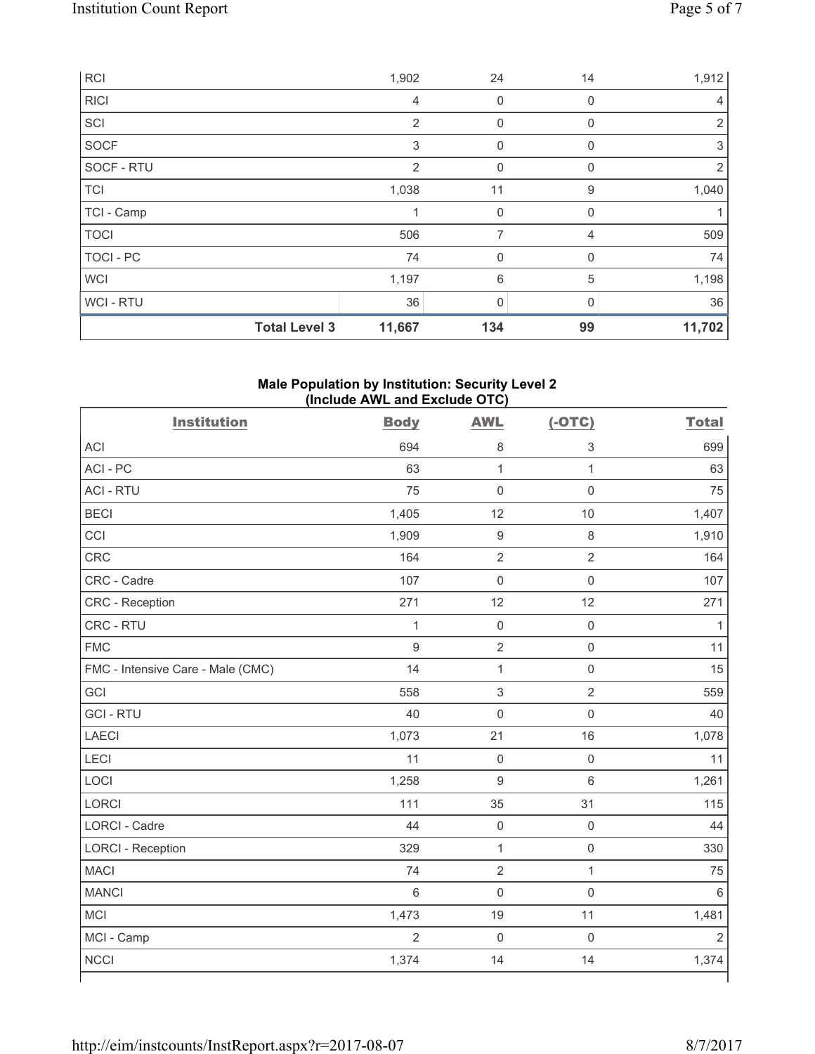| | | | | |
|---|---|---|---|---|
| RCI | 1,902 | 24 | 14 | 1,912 |
| RICI | 4 | 0 | 0 | 4 |
| SCI | 2 | 0 | 0 | 2 |
| SOCF | 3 | 0 | 0 | 3 |
| SOCF - RTU | 2 | 0 | 0 | 2 |
| TCI | 1,038 | 11 | 9 | 1,040 |
| TCI - Camp | 1 | 0 | 0 | 1 |
| TOCI | 506 | 7 | 4 | 509 |
| TOCI - PC | 74 | 0 | 0 | 74 |
| WCI | 1,197 | 6 | 5 | 1,198 |
| WCI - RTU | 36 | 0 | 0 | 36 |
| **Total Level 3** | **11,667** | **134** | **99** | **11,702** |

**Male Population by Institution: Security Level 2 (Include AWL and Exclude OTC)**

| Institution | Body | AWL | (-OTC) | Total |
|---|---|---|---|---|
| ACI | 694 | 8 | 3 | 699 |
| ACI - PC | 63 | 1 | 1 | 63 |
| ACI - RTU | 75 | 0 | 0 | 75 |
| BECI | 1,405 | 12 | 10 | 1,407 |
| CCI | 1,909 | 9 | 8 | 1,910 |
| CRC | 164 | 2 | 2 | 164 |
| CRC - Cadre | 107 | 0 | 0 | 107 |
| CRC - Reception | 271 | 12 | 12 | 271 |
| CRC - RTU | 1 | 0 | 0 | 1 |
| FMC | 9 | 2 | 0 | 11 |
| FMC - Intensive Care - Male (CMC) | 14 | 1 | 0 | 15 |
| GCI | 558 | 3 | 2 | 559 |
| GCI - RTU | 40 | 0 | 0 | 40 |
| LAECI | 1,073 | 21 | 16 | 1,078 |
| LECI | 11 | 0 | 0 | 11 |
| LOCI | 1,258 | 9 | 6 | 1,261 |
| LORCI | 111 | 35 | 31 | 115 |
| LORCI - Cadre | 44 | 0 | 0 | 44 |
| LORCI - Reception | 329 | 1 | 0 | 330 |
| MACI | 74 | 2 | 1 | 75 |
| MANCI | 6 | 0 | 0 | 6 |
| MCI | 1,473 | 19 | 11 | 1,481 |
| MCI - Camp | 2 | 0 | 0 | 2 |
| NCCI | 1,374 | 14 | 14 | 1,374 |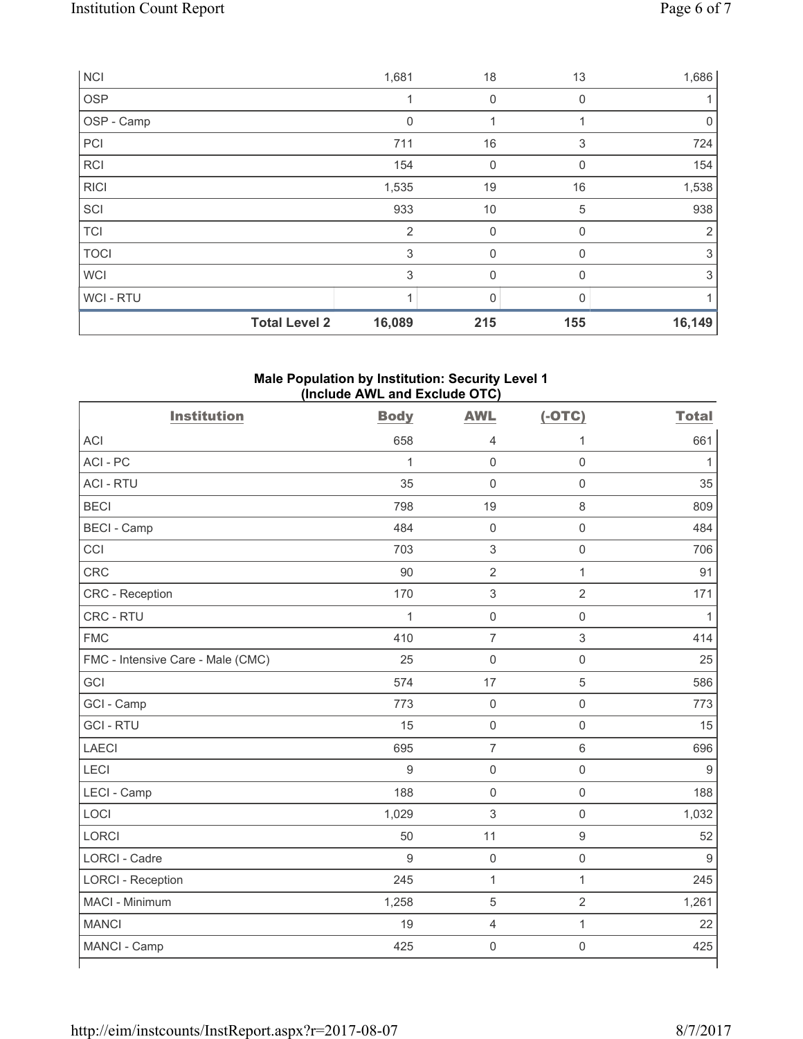| NCI | | 1,681 | 18 | 13 | 1,686 |
|---|---|---|---|---|---|
| OSP | | 1 | 0 | 0 | 1 |
| OSP - Camp | | 0 | 1 | 1 | 0 |
| PCI | | 711 | 16 | 3 | 724 |
| RCI | | 154 | 0 | 0 | 154 |
| RICI | | 1,535 | 19 | 16 | 1,538 |
| SCI | | 933 | 10 | 5 | 938 |
| TCI | | 2 | 0 | 0 | 2 |
| TOCI | | 3 | 0 | 0 | 3 |
| WCI | | 3 | 0 | 0 | 3 |
| WCI - RTU | | 1 | 0 | 0 | 1 |
| | **Total Level 2** | **16,089** | **215** | **155** | **16,149** |

**Male Population by Institution: Security Level 1 (Include AWL and Exclude OTC)**

| Institution | Body | AWL | (-OTC) | Total |
|---|---|---|---|---|
| ACI | 658 | 4 | 1 | 661 |
| ACI - PC | 1 | 0 | 0 | 1 |
| ACI - RTU | 35 | 0 | 0 | 35 |
| BECI | 798 | 19 | 8 | 809 |
| BECI - Camp | 484 | 0 | 0 | 484 |
| CCI | 703 | 3 | 0 | 706 |
| CRC | 90 | 2 | 1 | 91 |
| CRC - Reception | 170 | 3 | 2 | 171 |
| CRC - RTU | 1 | 0 | 0 | 1 |
| FMC | 410 | 7 | 3 | 414 |
| FMC - Intensive Care - Male (CMC) | 25 | 0 | 0 | 25 |
| GCI | 574 | 17 | 5 | 586 |
| GCI - Camp | 773 | 0 | 0 | 773 |
| GCI - RTU | 15 | 0 | 0 | 15 |
| LAECI | 695 | 7 | 6 | 696 |
| LECI | 9 | 0 | 0 | 9 |
| LECI - Camp | 188 | 0 | 0 | 188 |
| LOCI | 1,029 | 3 | 0 | 1,032 |
| LORCI | 50 | 11 | 9 | 52 |
| LORCI - Cadre | 9 | 0 | 0 | 9 |
| LORCI - Reception | 245 | 1 | 1 | 245 |
| MACI - Minimum | 1,258 | 5 | 2 | 1,261 |
| MANCI | 19 | 4 | 1 | 22 |
| MANCI - Camp | 425 | 0 | 0 | 425 |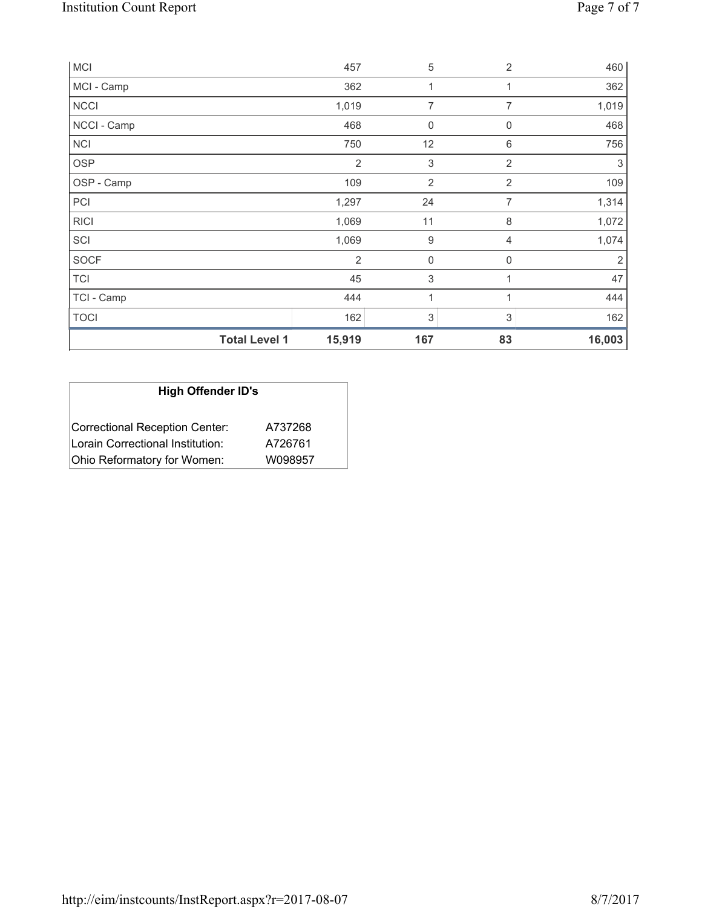| | | | | |
|---|---|---|---|---|
| MCI | 457 | 5 | 2 | 460 |
| MCI - Camp | 362 | 1 | 1 | 362 |
| NCCI | 1,019 | 7 | 7 | 1,019 |
| NCCI - Camp | 468 | 0 | 0 | 468 |
| NCI | 750 | 12 | 6 | 756 |
| OSP | 2 | 3 | 2 | 3 |
| OSP - Camp | 109 | 2 | 2 | 109 |
| PCI | 1,297 | 24 | 7 | 1,314 |
| RICI | 1,069 | 11 | 8 | 1,072 |
| SCI | 1,069 | 9 | 4 | 1,074 |
| SOCF | 2 | 0 | 0 | 2 |
| TCI | 45 | 3 | 1 | 47 |
| TCI - Camp | 444 | 1 | 1 | 444 |
| TOCI | 162 | 3 | 3 | 162 |
| **Total Level 1** | **15,919** | **167** | **83** | **16,003** |

| High Offender ID's | |
|---|---|
| Correctional Reception Center: | A737268 |
| Lorain Correctional Institution: | A726761 |
| Ohio Reformatory for Women: | W098957 |